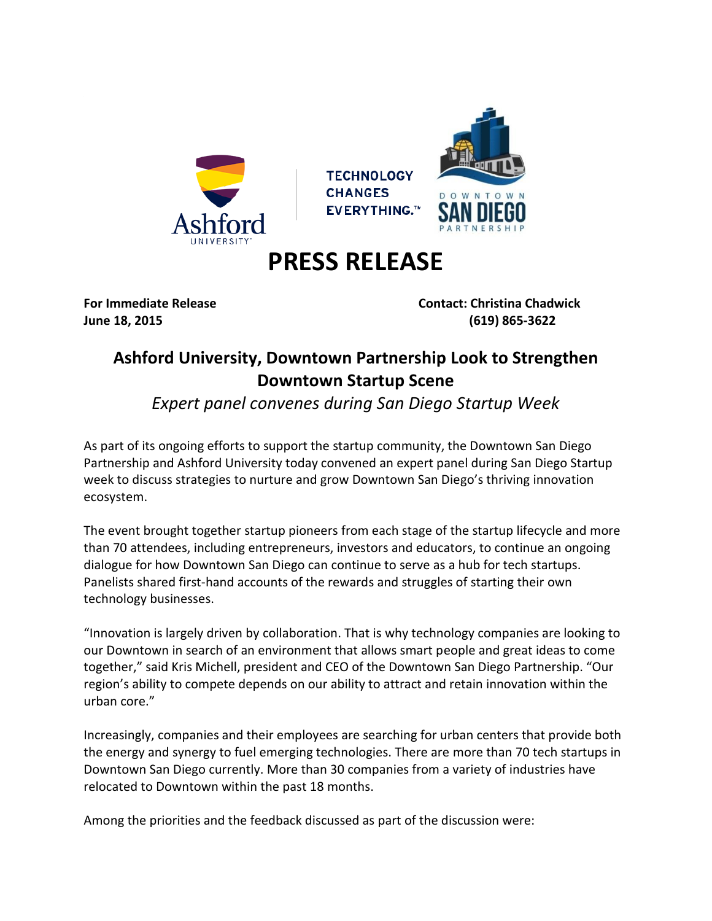Ashford UNIVERSITY | TECHNOLOGY CHANGES EVERYTHING.™ | DOWNTOWN SAN DIEGO PARTNERSHIP

# PRESS RELEASE

**For Immediate Release**
**June 18, 2015**

**Contact: Christina Chadwick**
**(619) 865-3622**

## Ashford University, Downtown Partnership Look to Strengthen Downtown Startup Scene

*Expert panel convenes during San Diego Startup Week*

As part of its ongoing efforts to support the startup community, the Downtown San Diego Partnership and Ashford University today convened an expert panel during San Diego Startup week to discuss strategies to nurture and grow Downtown San Diego's thriving innovation ecosystem.

The event brought together startup pioneers from each stage of the startup lifecycle and more than 70 attendees, including entrepreneurs, investors and educators, to continue an ongoing dialogue for how Downtown San Diego can continue to serve as a hub for tech startups. Panelists shared first-hand accounts of the rewards and struggles of starting their own technology businesses.

"Innovation is largely driven by collaboration. That is why technology companies are looking to our Downtown in search of an environment that allows smart people and great ideas to come together," said Kris Michell, president and CEO of the Downtown San Diego Partnership. "Our region's ability to compete depends on our ability to attract and retain innovation within the urban core."

Increasingly, companies and their employees are searching for urban centers that provide both the energy and synergy to fuel emerging technologies. There are more than 70 tech startups in Downtown San Diego currently. More than 30 companies from a variety of industries have relocated to Downtown within the past 18 months.

Among the priorities and the feedback discussed as part of the discussion were: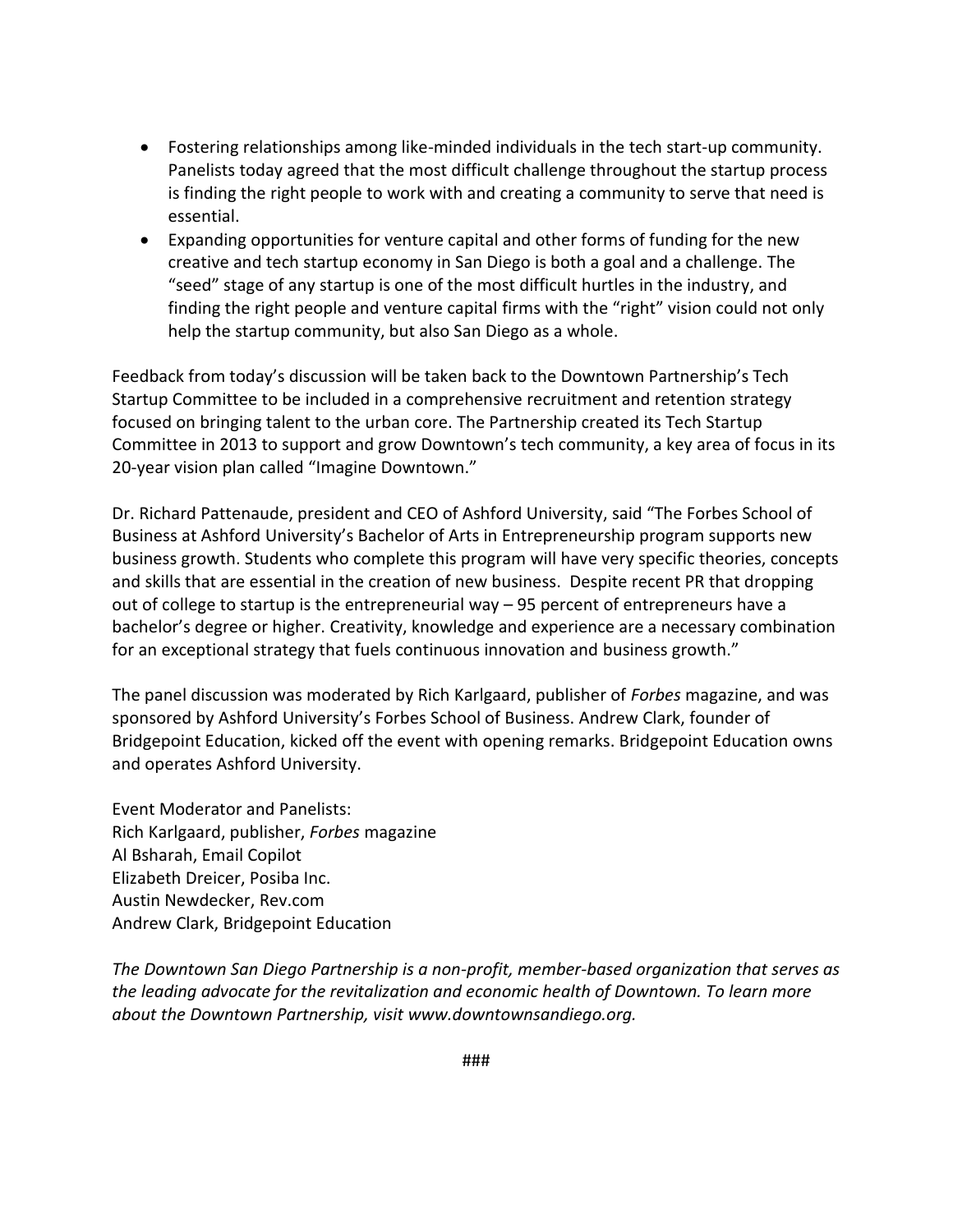- Fostering relationships among like-minded individuals in the tech start-up community. Panelists today agreed that the most difficult challenge throughout the startup process is finding the right people to work with and creating a community to serve that need is essential.
- Expanding opportunities for venture capital and other forms of funding for the new creative and tech startup economy in San Diego is both a goal and a challenge. The "seed" stage of any startup is one of the most difficult hurtles in the industry, and finding the right people and venture capital firms with the "right" vision could not only help the startup community, but also San Diego as a whole.

Feedback from today's discussion will be taken back to the Downtown Partnership's Tech Startup Committee to be included in a comprehensive recruitment and retention strategy focused on bringing talent to the urban core. The Partnership created its Tech Startup Committee in 2013 to support and grow Downtown's tech community, a key area of focus in its 20-year vision plan called "Imagine Downtown."

Dr. Richard Pattenaude, president and CEO of Ashford University, said "The Forbes School of Business at Ashford University's Bachelor of Arts in Entrepreneurship program supports new business growth. Students who complete this program will have very specific theories, concepts and skills that are essential in the creation of new business. Despite recent PR that dropping out of college to startup is the entrepreneurial way – 95 percent of entrepreneurs have a bachelor's degree or higher. Creativity, knowledge and experience are a necessary combination for an exceptional strategy that fuels continuous innovation and business growth."

The panel discussion was moderated by Rich Karlgaard, publisher of *Forbes* magazine, and was sponsored by Ashford University's Forbes School of Business. Andrew Clark, founder of Bridgepoint Education, kicked off the event with opening remarks. Bridgepoint Education owns and operates Ashford University.

Event Moderator and Panelists:
Rich Karlgaard, publisher, *Forbes* magazine
Al Bsharah, Email Copilot
Elizabeth Dreicer, Posiba Inc.
Austin Newdecker, Rev.com
Andrew Clark, Bridgepoint Education

*The Downtown San Diego Partnership is a non-profit, member-based organization that serves as the leading advocate for the revitalization and economic health of Downtown. To learn more about the Downtown Partnership, visit www.downtownsandiego.org.*

###